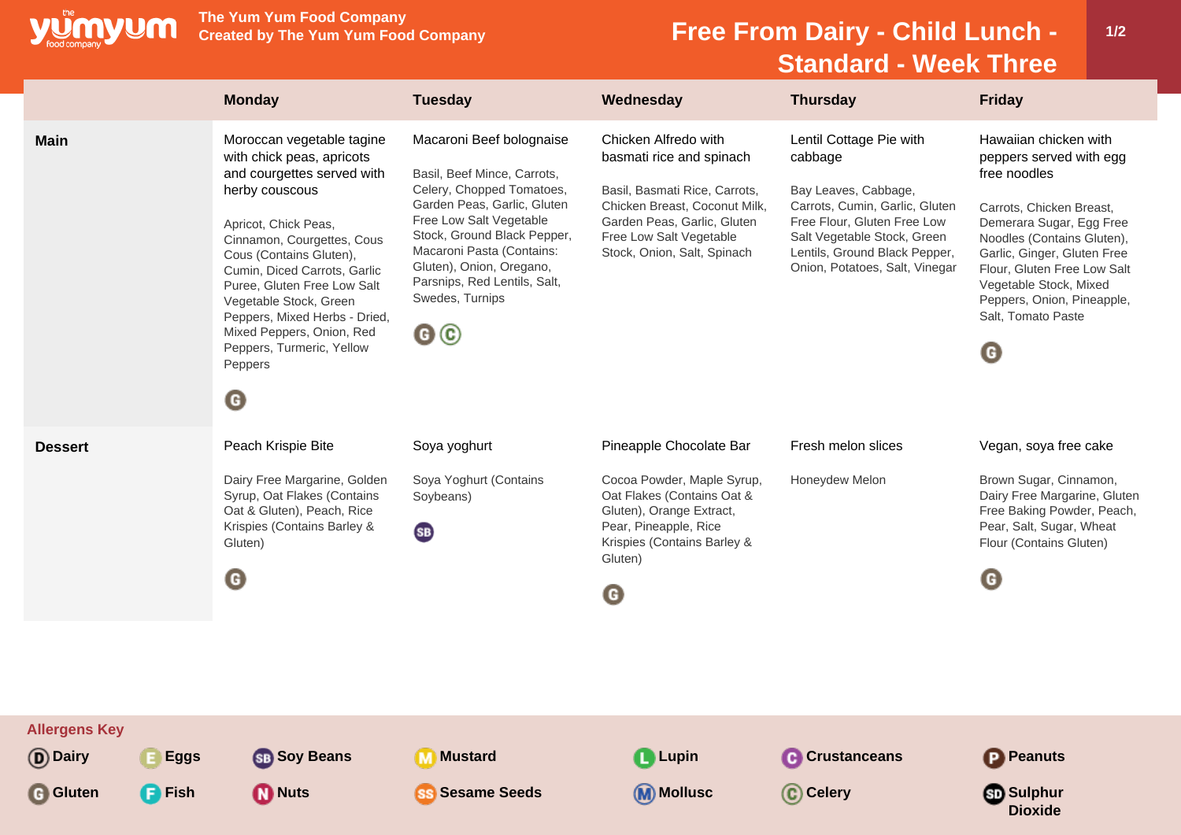# Free From Dairy - Child Lunch - Standard - Week Three

The Yum Yum Food Company
Created by The Yum Yum Food Company

| | Monday | Tuesday | Wednesday | Thursday | Friday |
|---|---|---|---|---|---|
| **Main** | Moroccan vegetable tagine with chick peas, apricots and courgettes served with herby couscous<br><br>Apricot, Chick Peas, Cinnamon, Courgettes, Cous Cous (Contains Gluten), Cumin, Diced Carrots, Garlic Puree, Gluten Free Low Salt Vegetable Stock, Green Peppers, Mixed Herbs - Dried, Mixed Peppers, Onion, Red Peppers, Turmeric, Yellow Peppers<br><br>G | Macaroni Beef bolognaise<br><br>Basil, Beef Mince, Carrots, Celery, Chopped Tomatoes, Garden Peas, Garlic, Gluten Free Low Salt Vegetable Stock, Ground Black Pepper, Macaroni Pasta (Contains: Gluten), Onion, Oregano, Parsnips, Red Lentils, Salt, Swedes, Turnips<br><br>G C | Chicken Alfredo with basmati rice and spinach<br><br>Basil, Basmati Rice, Carrots, Chicken Breast, Coconut Milk, Garden Peas, Garlic, Gluten Free Low Salt Vegetable Stock, Onion, Salt, Spinach | Lentil Cottage Pie with cabbage<br><br>Bay Leaves, Cabbage, Carrots, Cumin, Garlic, Gluten Free Flour, Gluten Free Low Salt Vegetable Stock, Green Lentils, Ground Black Pepper, Onion, Potatoes, Salt, Vinegar | Hawaiian chicken with peppers served with egg free noodles<br><br>Carrots, Chicken Breast, Demerara Sugar, Egg Free Noodles (Contains Gluten), Garlic, Ginger, Gluten Free Flour, Gluten Free Low Salt Vegetable Stock, Mixed Peppers, Onion, Pineapple, Salt, Tomato Paste<br><br>G |
| **Dessert** | Peach Krispie Bite<br><br>Dairy Free Margarine, Golden Syrup, Oat Flakes (Contains Oat & Gluten), Peach, Rice Krispies (Contains Barley & Gluten)<br><br>G | Soya yoghurt<br><br>Soya Yoghurt (Contains Soybeans)<br><br>SB | Pineapple Chocolate Bar<br><br>Cocoa Powder, Maple Syrup, Oat Flakes (Contains Oat & Gluten), Orange Extract, Pear, Pineapple, Rice Krispies (Contains Barley & Gluten)<br><br>G | Fresh melon slices<br><br>Honeydew Melon | Vegan, soya free cake<br><br>Brown Sugar, Cinnamon, Dairy Free Margarine, Gluten Free Baking Powder, Peach, Pear, Salt, Sugar, Wheat Flour (Contains Gluten)<br><br>G |

**Allergens Key**

| | | | | | | |
|---|---|---|---|---|---|---|
| D Dairy | E Eggs | SB Soy Beans | M Mustard | L Lupin | C Crustaceans | P Peanuts |
| G Gluten | F Fish | N Nuts | SS Sesame Seeds | M Mollusc | C Celery | SD Sulphur Dioxide |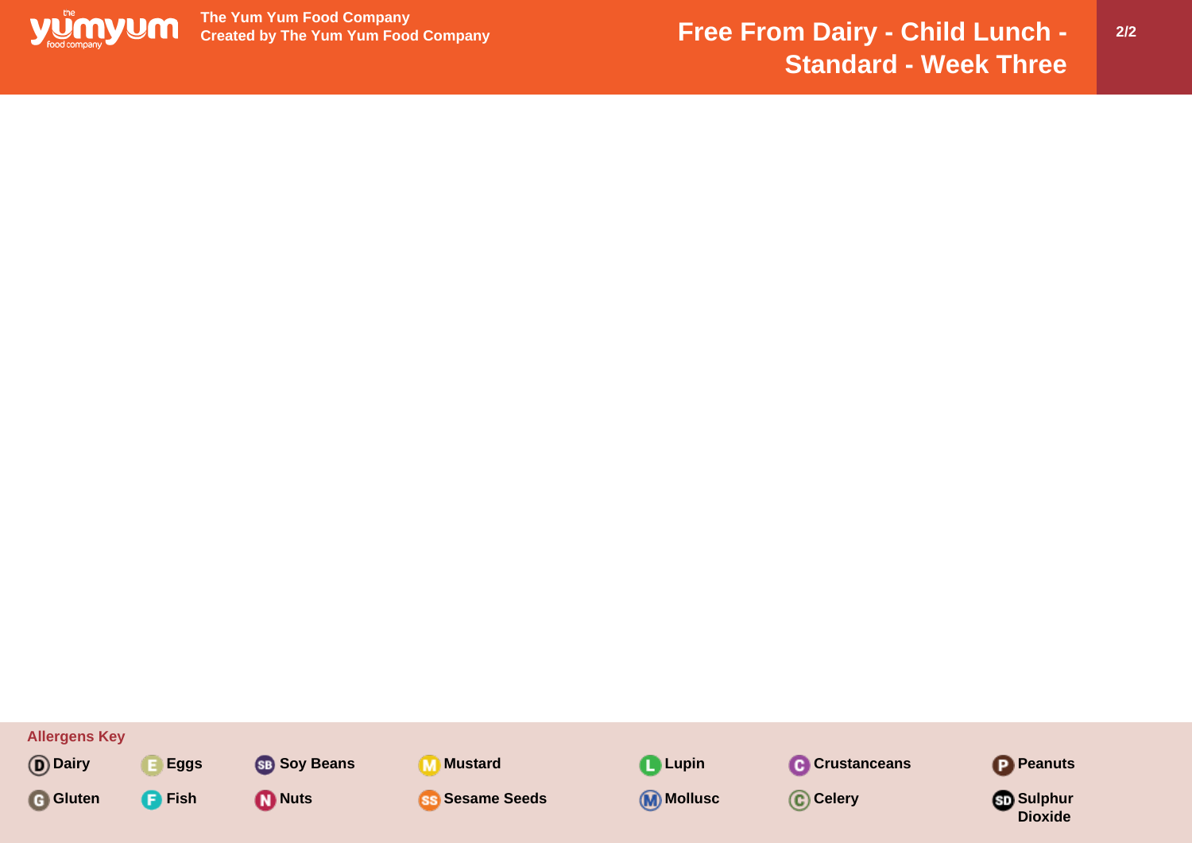# Free From Dairy - Child Lunch - Standard - Week Three

The Yum Yum Food Company
Created by The Yum Yum Food Company

**Allergens Key**

| | | | | | | |
|---|---|---|---|---|---|---|
| D Dairy | E Eggs | SB Soy Beans | M Mustard | L Lupin | C Crustanceans | P Peanuts |
| G Gluten | F Fish | N Nuts | SS Sesame Seeds | M Mollusc | C Celery | SD Sulphur Dioxide |